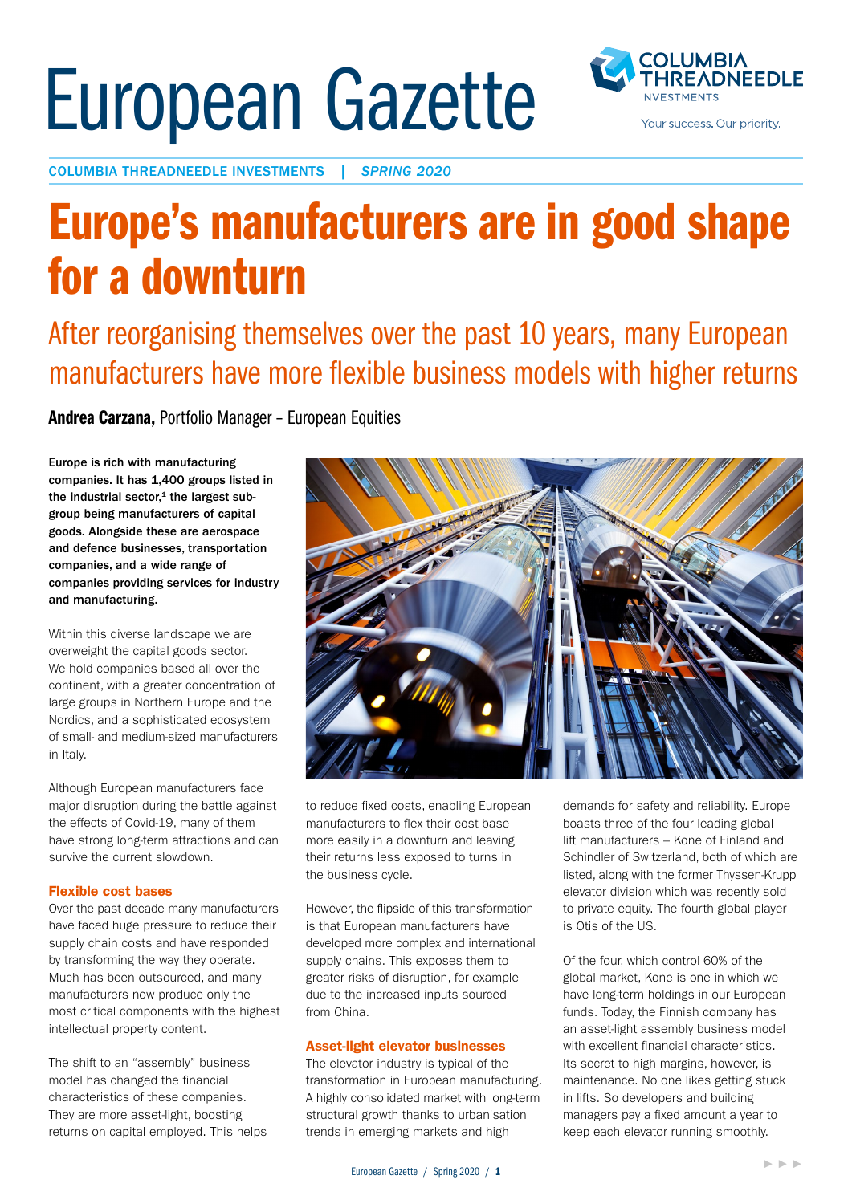# European Gazette

COLUMBIA THREADNEEDLE INVESTMENTS | *SPRING 2020*

# Europe's manufacturers are in good shape for a downturn

## After reorganising themselves over the past 10 years, many European manufacturers have more flexible business models with higher returns

**Andrea Carzana,** Portfolio Manager – European Equities

**Europe is rich with manufacturing companies. It has 1,400 groups listed in the industrial sector,[1] the largest sub-group being manufacturers of capital goods. Alongside these are aerospace and defence businesses, transportation companies, and a wide range of companies providing services for industry and manufacturing.**

Within this diverse landscape we are overweight the capital goods sector. We hold companies based all over the continent, with a greater concentration of large groups in Northern Europe and the Nordics, and a sophisticated ecosystem of small- and medium-sized manufacturers in Italy.

Although European manufacturers face major disruption during the battle against the effects of Covid-19, many of them have strong long-term attractions and can survive the current slowdown.

### Flexible cost bases

Over the past decade many manufacturers have faced huge pressure to reduce their supply chain costs and have responded by transforming the way they operate. Much has been outsourced, and many manufacturers now produce only the most critical components with the highest intellectual property content.

The shift to an "assembly" business model has changed the financial characteristics of these companies. They are more asset-light, boosting returns on capital employed. This helps to reduce fixed costs, enabling European manufacturers to flex their cost base more easily in a downturn and leaving their returns less exposed to turns in the business cycle.

However, the flipside of this transformation is that European manufacturers have developed more complex and international supply chains. This exposes them to greater risks of disruption, for example due to the increased inputs sourced from China.

### Asset-light elevator businesses

The elevator industry is typical of the transformation in European manufacturing. A highly consolidated market with long-term structural growth thanks to urbanisation trends in emerging markets and high demands for safety and reliability. Europe boasts three of the four leading global lift manufacturers – Kone of Finland and Schindler of Switzerland, both of which are listed, along with the former Thyssen-Krupp elevator division which was recently sold to private equity. The fourth global player is Otis of the US.

Of the four, which control 60% of the global market, Kone is one in which we have long-term holdings in our European funds. Today, the Finnish company has an asset-light assembly business model with excellent financial characteristics. Its secret to high margins, however, is maintenance. No one likes getting stuck in lifts. So developers and building managers pay a fixed amount a year to keep each elevator running smoothly.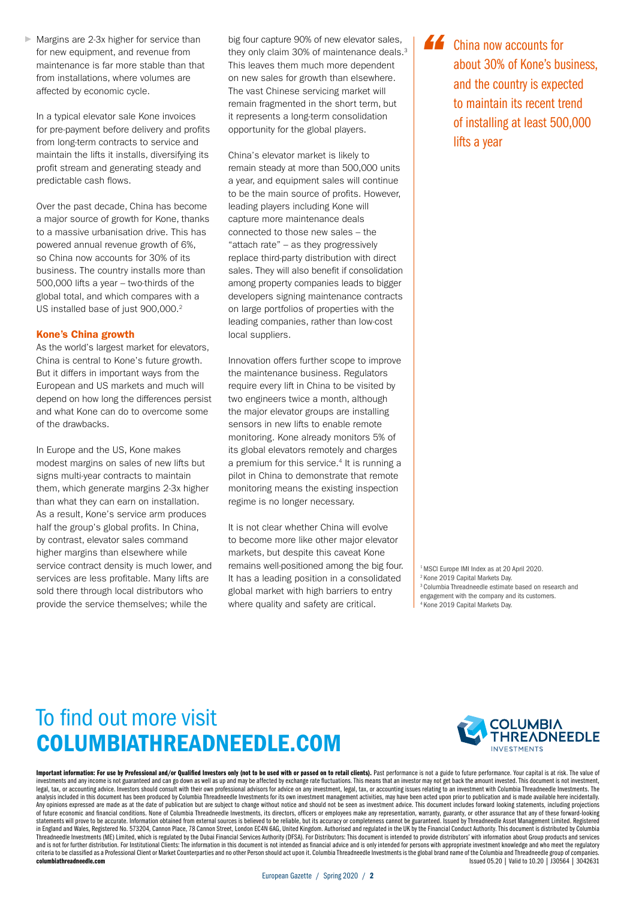- Margins are 2-3x higher for service than for new equipment, and revenue from maintenance is far more stable than that from installations, where volumes are affected by economic cycle.

In a typical elevator sale Kone invoices for pre-payment before delivery and profits from long-term contracts to service and maintain the lifts it installs, diversifying its profit stream and generating steady and predictable cash flows.

Over the past decade, China has become a major source of growth for Kone, thanks to a massive urbanisation drive. This has powered annual revenue growth of 6%, so China now accounts for 30% of its business. The country installs more than 500,000 lifts a year – two-thirds of the global total, and which compares with a US installed base of just 900,000.[2]

### Kone's China growth

As the world's largest market for elevators, China is central to Kone's future growth. But it differs in important ways from the European and US markets and much will depend on how long the differences persist and what Kone can do to overcome some of the drawbacks.

In Europe and the US, Kone makes modest margins on sales of new lifts but signs multi-year contracts to maintain them, which generate margins 2-3x higher than what they can earn on installation. As a result, Kone's service arm produces half the group's global profits. In China, by contrast, elevator sales command higher margins than elsewhere while service contract density is much lower, and services are less profitable. Many lifts are sold there through local distributors who provide the service themselves; while the big four capture 90% of new elevator sales, they only claim 30% of maintenance deals.[3] This leaves them much more dependent on new sales for growth than elsewhere. The vast Chinese servicing market will remain fragmented in the short term, but it represents a long-term consolidation opportunity for the global players.

China's elevator market is likely to remain steady at more than 500,000 units a year, and equipment sales will continue to be the main source of profits. However, leading players including Kone will capture more maintenance deals connected to those new sales – the "attach rate" – as they progressively replace third-party distribution with direct sales. They will also benefit if consolidation among property companies leads to bigger developers signing maintenance contracts on large portfolios of properties with the leading companies, rather than low-cost local suppliers.

Innovation offers further scope to improve the maintenance business. Regulators require every lift in China to be visited by two engineers twice a month, although the major elevator groups are installing sensors in new lifts to enable remote monitoring. Kone already monitors 5% of its global elevators remotely and charges a premium for this service.[4] It is running a pilot in China to demonstrate that remote monitoring means the existing inspection regime is no longer necessary.

It is not clear whether China will evolve to become more like other major elevator markets, but despite this caveat Kone remains well-positioned among the big four. It has a leading position in a consolidated global market with high barriers to entry where quality and safety are critical.

> "China now accounts for about 30% of Kone's business, and the country is expected to maintain its recent trend of installing at least 500,000 lifts a year

[1] MSCI Europe IMI Index as at 20 April 2020.
[2] Kone 2019 Capital Markets Day.
[3] Columbia Threadneedle estimate based on research and engagement with the company and its customers.
[4] Kone 2019 Capital Markets Day.

## To find out more visit **COLUMBIATHREADNEEDLE.COM**

COLUMBIA THREADNEEDLE INVESTMENTS

**Important information: For use by Professional and/or Qualified Investors only (not to be used with or passed on to retail clients).** Past performance is not a guide to future performance. Your capital is at risk. The value of investments and any income is not guaranteed and can go down as well as up and may be affected by exchange rate fluctuations. This means that an investor may not get back the amount invested. This document is not investment, legal, tax, or accounting advice. Investors should consult with their own professional advisors for advice on any investment, legal, tax, or accounting issues relating to an investment with Columbia Threadneedle Investments. The analysis included in this document has been produced by Columbia Threadneedle Investments for its own investment management activities, may have been acted upon prior to publication and is made available here incidentally. Any opinions expressed are made as at the date of publication but are subject to change without notice and should not be seen as investment advice. This document includes forward looking statements, including projections of future economic and financial conditions. None of Columbia Threadneedle Investments, its directors, officers or employees make any representation, warranty, guaranty, or other assurance that any of these forward-looking statements will prove to be accurate. Information obtained from external sources is believed to be reliable, but its accuracy or completeness cannot be guaranteed. Issued by Threadneedle Asset Management Limited. Registered in England and Wales, Registered No. 573204, Cannon Place, 78 Cannon Street, London EC4N 6AG, United Kingdom. Authorised and regulated in the UK by the Financial Conduct Authority. This document is distributed by Columbia Threadneedle Investments (ME) Limited, which is regulated by the Dubai Financial Services Authority (DFSA). For Distributors: This document is intended to provide distributors' with information about Group products and services and is not for further distribution. For Institutional Clients: The information in this document is not intended as financial advice and is only intended for persons with appropriate investment knowledge and who meet the regulatory criteria to be classified as a Professional Client or Market Counterparties and no other Person should act upon it. Columbia Threadneedle Investments is the global brand name of the Columbia and Threadneedle group of companies.
**columbiathreadneedle.com**

Issued 05.20 | Valid to 10.20 | J30564 | 3042631